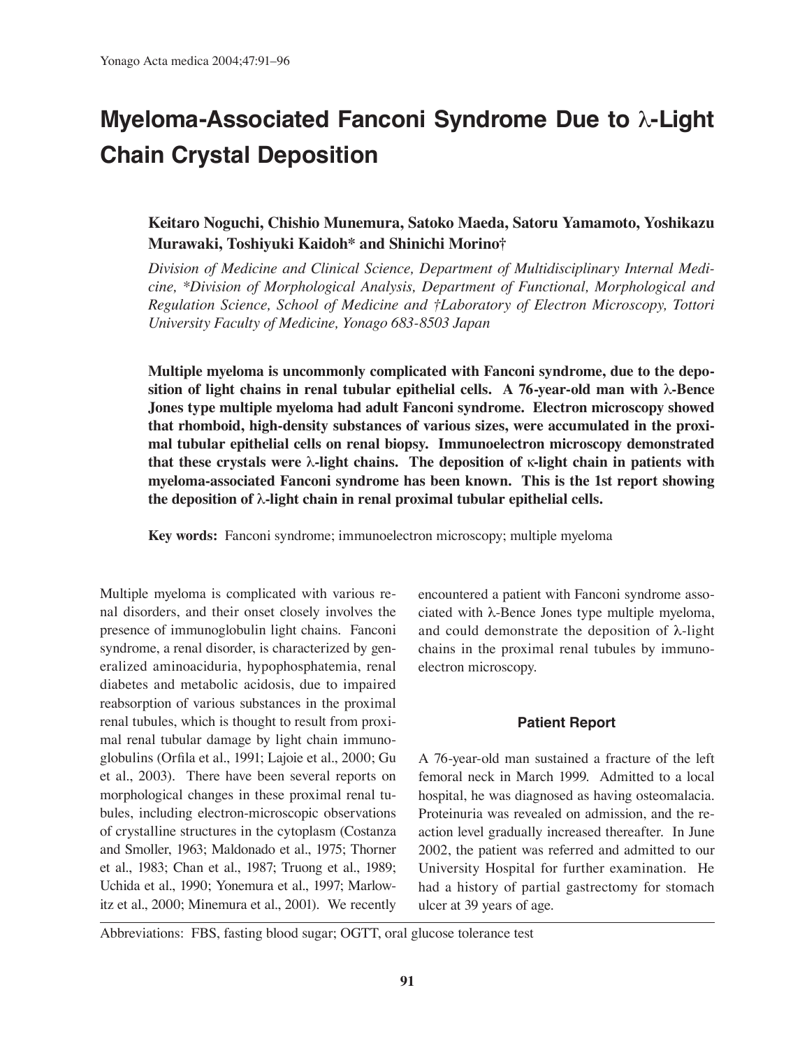# Myeloma-Associated Fanconi Syndrome Due to λ-Light Chain Crystal Deposition

**Keitaro Noguchi, Chishio Munemura, Satoko Maeda, Satoru Yamamoto, Yoshikazu Murawaki, Toshiyuki Kaidoh\* and Shinichi Morino†**

*Division of Medicine and Clinical Science, Department of Multidisciplinary Internal Medicine, \*Division of Morphological Analysis, Department of Functional, Morphological and Regulation Science, School of Medicine and †Laboratory of Electron Microscopy, Tottori University Faculty of Medicine, Yonago 683-8503 Japan*

**Multiple myeloma is uncommonly complicated with Fanconi syndrome, due to the deposition of light chains in renal tubular epithelial cells. A 76-year-old man with λ-Bence Jones type multiple myeloma had adult Fanconi syndrome. Electron microscopy showed that rhomboid, high-density substances of various sizes, were accumulated in the proximal tubular epithelial cells on renal biopsy. Immunoelectron microscopy demonstrated that these crystals were λ-light chains. The deposition of κ-light chain in patients with myeloma-associated Fanconi syndrome has been known. This is the 1st report showing the deposition of λ-light chain in renal proximal tubular epithelial cells.**

**Key words:** Fanconi syndrome; immunoelectron microscopy; multiple myeloma

Multiple myeloma is complicated with various renal disorders, and their onset closely involves the presence of immunoglobulin light chains. Fanconi syndrome, a renal disorder, is characterized by generalized aminoaciduria, hypophosphatemia, renal diabetes and metabolic acidosis, due to impaired reabsorption of various substances in the proximal renal tubules, which is thought to result from proximal renal tubular damage by light chain immunoglobulins (Orfila et al., 1991; Lajoie et al., 2000; Gu et al., 2003). There have been several reports on morphological changes in these proximal renal tubules, including electron-microscopic observations of crystalline structures in the cytoplasm (Costanza and Smoller, 1963; Maldonado et al., 1975; Thorner et al., 1983; Chan et al., 1987; Truong et al., 1989; Uchida et al., 1990; Yonemura et al., 1997; Marlowitz et al., 2000; Minemura et al., 2001). We recently encountered a patient with Fanconi syndrome associated with λ-Bence Jones type multiple myeloma, and could demonstrate the deposition of λ-light chains in the proximal renal tubules by immunoelectron microscopy.

## Patient Report

A 76-year-old man sustained a fracture of the left femoral neck in March 1999. Admitted to a local hospital, he was diagnosed as having osteomalacia. Proteinuria was revealed on admission, and the reaction level gradually increased thereafter. In June 2002, the patient was referred and admitted to our University Hospital for further examination. He had a history of partial gastrectomy for stomach ulcer at 39 years of age.

Abbreviations: FBS, fasting blood sugar; OGTT, oral glucose tolerance test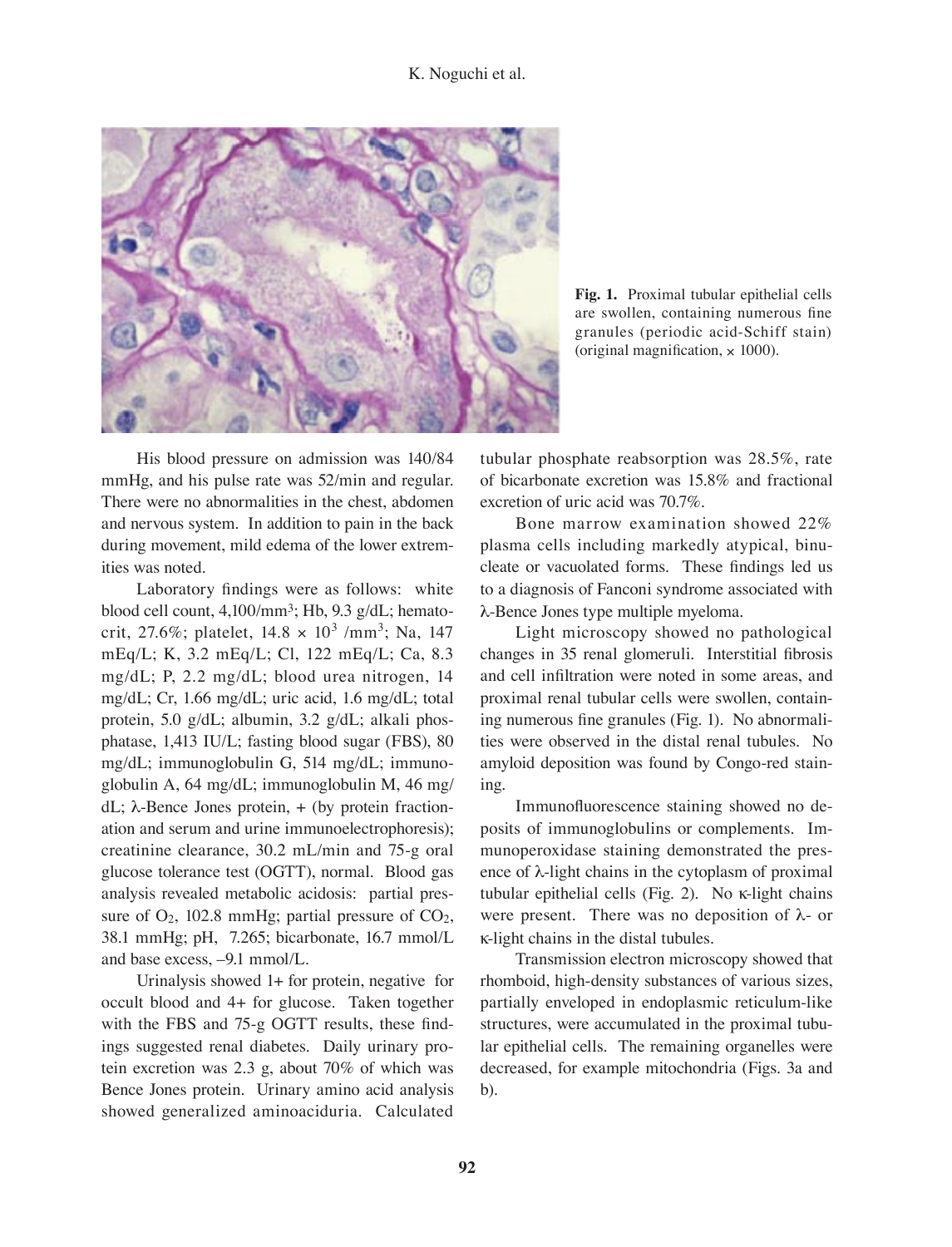Fig. 1. Proximal tubular epithelial cells are swollen, containing numerous fine granules (periodic acid-Schiff stain) (original magnification, × 1000).

His blood pressure on admission was 140/84 mmHg, and his pulse rate was 52/min and regular. There were no abnormalities in the chest, abdomen and nervous system. In addition to pain in the back during movement, mild edema of the lower extremities was noted.

Laboratory findings were as follows: white blood cell count, 4,100/mm$^3$; Hb, 9.3 g/dL; hematocrit, 27.6%; platelet, $14.8 \times 10^3$ /mm$^3$; Na, 147 mEq/L; K, 3.2 mEq/L; Cl, 122 mEq/L; Ca, 8.3 mg/dL; P, 2.2 mg/dL; blood urea nitrogen, 14 mg/dL; Cr, 1.66 mg/dL; uric acid, 1.6 mg/dL; total protein, 5.0 g/dL; albumin, 3.2 g/dL; alkali phosphatase, 1,413 IU/L; fasting blood sugar (FBS), 80 mg/dL; immunoglobulin G, 514 mg/dL; immunoglobulin A, 64 mg/dL; immunoglobulin M, 46 mg/dL; λ-Bence Jones protein, + (by protein fractionation and serum and urine immunoelectrophoresis); creatinine clearance, 30.2 mL/min and 75-g oral glucose tolerance test (OGTT), normal. Blood gas analysis revealed metabolic acidosis: partial pressure of $O_2$, 102.8 mmHg; partial pressure of $CO_2$, 38.1 mmHg; pH, 7.265; bicarbonate, 16.7 mmol/L and base excess, –9.1 mmol/L.

Urinalysis showed 1+ for protein, negative for occult blood and 4+ for glucose. Taken together with the FBS and 75-g OGTT results, these findings suggested renal diabetes. Daily urinary protein excretion was 2.3 g, about 70% of which was Bence Jones protein. Urinary amino acid analysis showed generalized aminoaciduria. Calculated tubular phosphate reabsorption was 28.5%, rate of bicarbonate excretion was 15.8% and fractional excretion of uric acid was 70.7%.

Bone marrow examination showed 22% plasma cells including markedly atypical, binucleate or vacuolated forms. These findings led us to a diagnosis of Fanconi syndrome associated with λ-Bence Jones type multiple myeloma.

Light microscopy showed no pathological changes in 35 renal glomeruli. Interstitial fibrosis and cell infiltration were noted in some areas, and proximal renal tubular cells were swollen, containing numerous fine granules (Fig. 1). No abnormalities were observed in the distal renal tubules. No amyloid deposition was found by Congo-red staining.

Immunofluorescence staining showed no deposits of immunoglobulins or complements. Immunoperoxidase staining demonstrated the presence of λ-light chains in the cytoplasm of proximal tubular epithelial cells (Fig. 2). No κ-light chains were present. There was no deposition of λ- or κ-light chains in the distal tubules.

Transmission electron microscopy showed that rhomboid, high-density substances of various sizes, partially enveloped in endoplasmic reticulum-like structures, were accumulated in the proximal tubular epithelial cells. The remaining organelles were decreased, for example mitochondria (Figs. 3a and b).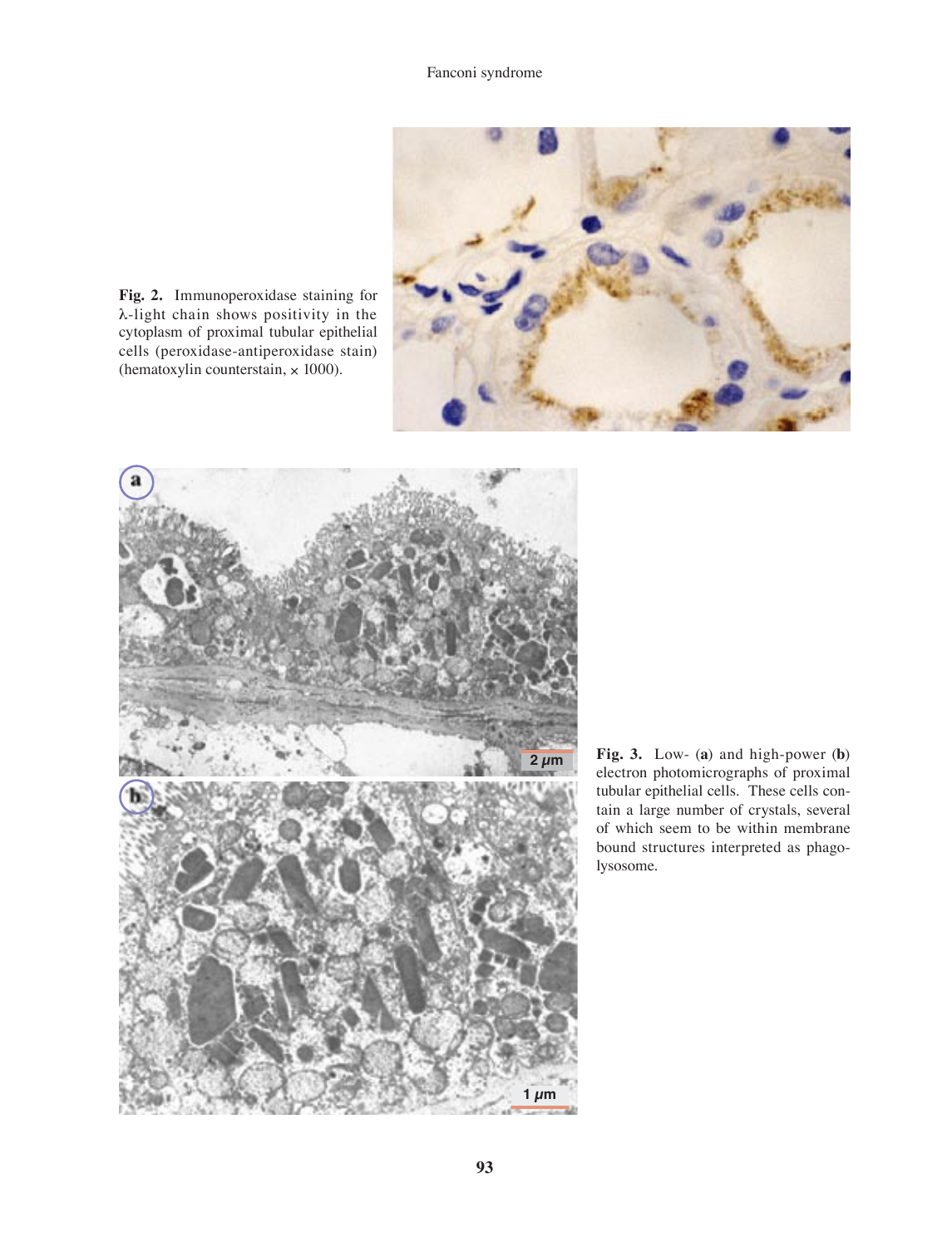**Fig. 2.** Immunoperoxidase staining for λ-light chain shows positivity in the cytoplasm of proximal tubular epithelial cells (peroxidase-antiperoxidase stain) (hematoxylin counterstain, × 1000).

**Fig. 3.** Low- (**a**) and high-power (**b**) electron photomicrographs of proximal tubular epithelial cells. These cells contain a large number of crystals, several of which seem to be within membrane bound structures interpreted as phagolysosome.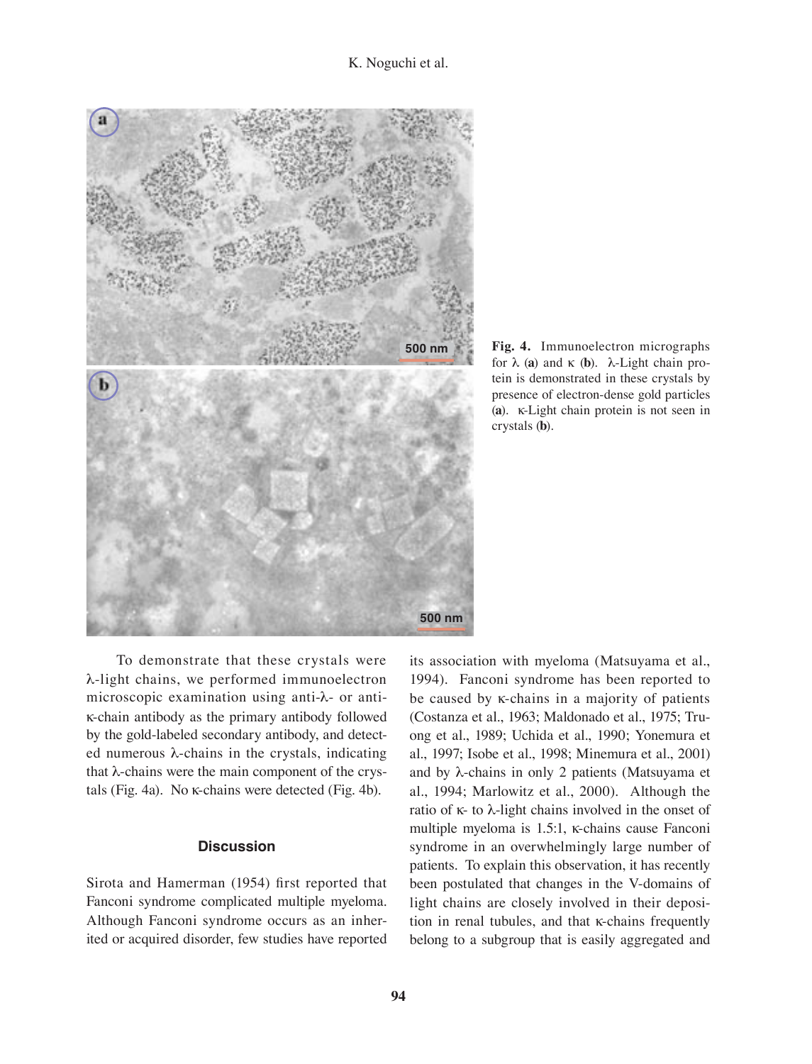**Fig. 4.** Immunoelectron micrographs for λ (**a**) and κ (**b**). λ-Light chain protein is demonstrated in these crystals by presence of electron-dense gold particles (**a**). κ-Light chain protein is not seen in crystals (**b**).

To demonstrate that these crystals were λ-light chains, we performed immunoelectron microscopic examination using anti-λ- or anti-κ-chain antibody as the primary antibody followed by the gold-labeled secondary antibody, and detected numerous λ-chains in the crystals, indicating that λ-chains were the main component of the crystals (Fig. 4a). No κ-chains were detected (Fig. 4b).

## Discussion

Sirota and Hamerman (1954) first reported that Fanconi syndrome complicated multiple myeloma. Although Fanconi syndrome occurs as an inherited or acquired disorder, few studies have reported its association with myeloma (Matsuyama et al., 1994). Fanconi syndrome has been reported to be caused by κ-chains in a majority of patients (Costanza et al., 1963; Maldonado et al., 1975; Truong et al., 1989; Uchida et al., 1990; Yonemura et al., 1997; Isobe et al., 1998; Minemura et al., 2001) and by λ-chains in only 2 patients (Matsuyama et al., 1994; Marlowitz et al., 2000). Although the ratio of κ- to λ-light chains involved in the onset of multiple myeloma is 1.5:1, κ-chains cause Fanconi syndrome in an overwhelmingly large number of patients. To explain this observation, it has recently been postulated that changes in the V-domains of light chains are closely involved in their deposition in renal tubules, and that κ-chains frequently belong to a subgroup that is easily aggregated and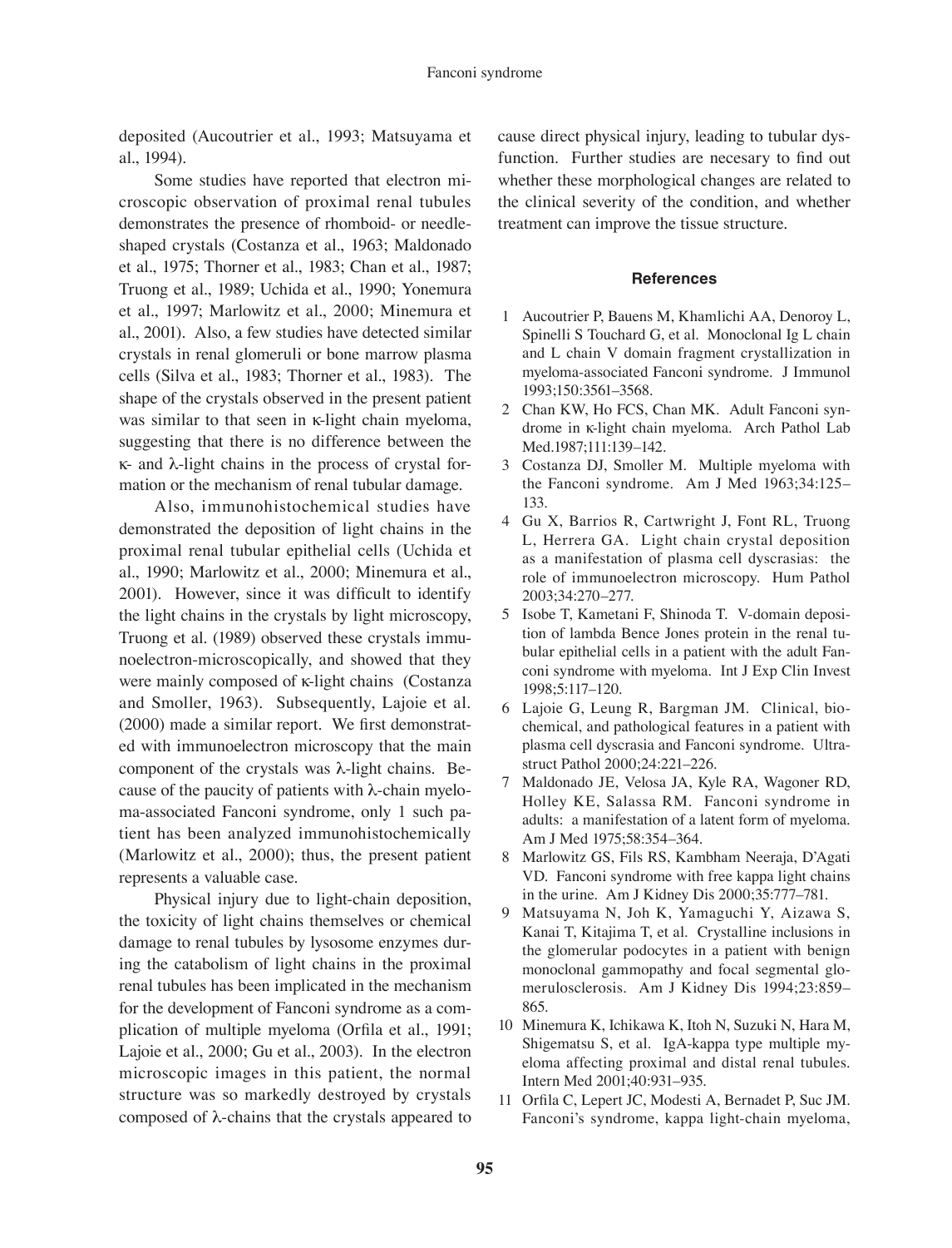deposited (Aucoutrier et al., 1993; Matsuyama et al., 1994).

Some studies have reported that electron microscopic observation of proximal renal tubules demonstrates the presence of rhomboid- or needle-shaped crystals (Costanza et al., 1963; Maldonado et al., 1975; Thorner et al., 1983; Chan et al., 1987; Truong et al., 1989; Uchida et al., 1990; Yonemura et al., 1997; Marlowitz et al., 2000; Minemura et al., 2001). Also, a few studies have detected similar crystals in renal glomeruli or bone marrow plasma cells (Silva et al., 1983; Thorner et al., 1983). The shape of the crystals observed in the present patient was similar to that seen in κ-light chain myeloma, suggesting that there is no difference between the κ- and λ-light chains in the process of crystal formation or the mechanism of renal tubular damage.

Also, immunohistochemical studies have demonstrated the deposition of light chains in the proximal renal tubular epithelial cells (Uchida et al., 1990; Marlowitz et al., 2000; Minemura et al., 2001). However, since it was difficult to identify the light chains in the crystals by light microscopy, Truong et al. (1989) observed these crystals immunoelectron-microscopically, and showed that they were mainly composed of κ-light chains (Costanza and Smoller, 1963). Subsequently, Lajoie et al. (2000) made a similar report. We first demonstrated with immunoelectron microscopy that the main component of the crystals was λ-light chains. Because of the paucity of patients with λ-chain myeloma-associated Fanconi syndrome, only 1 such patient has been analyzed immunohistochemically (Marlowitz et al., 2000); thus, the present patient represents a valuable case.

Physical injury due to light-chain deposition, the toxicity of light chains themselves or chemical damage to renal tubules by lysosome enzymes during the catabolism of light chains in the proximal renal tubules has been implicated in the mechanism for the development of Fanconi syndrome as a complication of multiple myeloma (Orfila et al., 1991; Lajoie et al., 2000; Gu et al., 2003). In the electron microscopic images in this patient, the normal structure was so markedly destroyed by crystals composed of λ-chains that the crystals appeared to cause direct physical injury, leading to tubular dysfunction. Further studies are necesary to find out whether these morphological changes are related to the clinical severity of the condition, and whether treatment can improve the tissue structure.

## References

1. Aucoutrier P, Bauens M, Khamlichi AA, Denoroy L, Spinelli S Touchard G, et al. Monoclonal Ig L chain and L chain V domain fragment crystallization in myeloma-associated Fanconi syndrome. J Immunol 1993;150:3561–3568.
2. Chan KW, Ho FCS, Chan MK. Adult Fanconi syndrome in κ-light chain myeloma. Arch Pathol Lab Med.1987;111:139–142.
3. Costanza DJ, Smoller M. Multiple myeloma with the Fanconi syndrome. Am J Med 1963;34:125–133.
4. Gu X, Barrios R, Cartwright J, Font RL, Truong L, Herrera GA. Light chain crystal deposition as a manifestation of plasma cell dyscrasias: the role of immunoelectron microscopy. Hum Pathol 2003;34:270–277.
5. Isobe T, Kametani F, Shinoda T. V-domain deposition of lambda Bence Jones protein in the renal tubular epithelial cells in a patient with the adult Fanconi syndrome with myeloma. Int J Exp Clin Invest 1998;5:117–120.
6. Lajoie G, Leung R, Bargman JM. Clinical, biochemical, and pathological features in a patient with plasma cell dyscrasia and Fanconi syndrome. Ultrastruct Pathol 2000;24:221–226.
7. Maldonado JE, Velosa JA, Kyle RA, Wagoner RD, Holley KE, Salassa RM. Fanconi syndrome in adults: a manifestation of a latent form of myeloma. Am J Med 1975;58:354–364.
8. Marlowitz GS, Fils RS, Kambham Neeraja, D'Agati VD. Fanconi syndrome with free kappa light chains in the urine. Am J Kidney Dis 2000;35:777–781.
9. Matsuyama N, Joh K, Yamaguchi Y, Aizawa S, Kanai T, Kitajima T, et al. Crystalline inclusions in the glomerular podocytes in a patient with benign monoclonal gammopathy and focal segmental glomerulosclerosis. Am J Kidney Dis 1994;23:859–865.
10. Minemura K, Ichikawa K, Itoh N, Suzuki N, Hara M, Shigematsu S, et al. IgA-kappa type multiple myeloma affecting proximal and distal renal tubules. Intern Med 2001;40:931–935.
11. Orfila C, Lepert JC, Modesti A, Bernadet P, Suc JM. Fanconi's syndrome, kappa light-chain myeloma,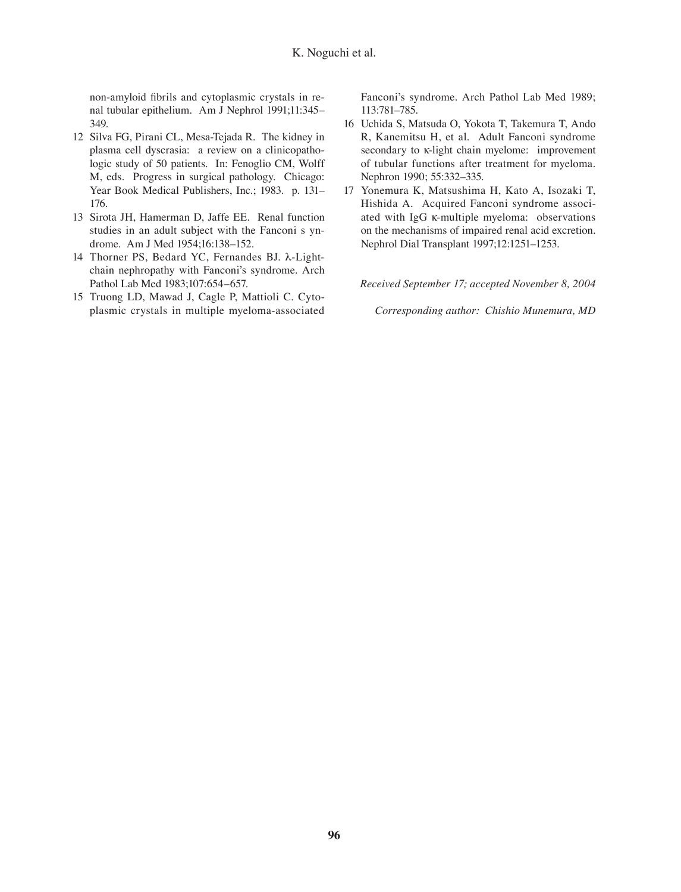non-amyloid fibrils and cytoplasmic crystals in renal tubular epithelium. Am J Nephrol 1991;11:345–349.

12 Silva FG, Pirani CL, Mesa-Tejada R. The kidney in plasma cell dyscrasia: a review on a clinicopathologic study of 50 patients. In: Fenoglio CM, Wolff M, eds. Progress in surgical pathology. Chicago: Year Book Medical Publishers, Inc.; 1983. p. 131–176.

13 Sirota JH, Hamerman D, Jaffe EE. Renal function studies in an adult subject with the Fanconi s yndrome. Am J Med 1954;16:138–152.

14 Thorner PS, Bedard YC, Fernandes BJ. λ-Light-chain nephropathy with Fanconi's syndrome. Arch Pathol Lab Med 1983;107:654–657.

15 Truong LD, Mawad J, Cagle P, Mattioli C. Cytoplasmic crystals in multiple myeloma-associated Fanconi's syndrome. Arch Pathol Lab Med 1989; 113:781–785.

16 Uchida S, Matsuda O, Yokota T, Takemura T, Ando R, Kanemitsu H, et al. Adult Fanconi syndrome secondary to κ-light chain myelome: improvement of tubular functions after treatment for myeloma. Nephron 1990; 55:332–335.

17 Yonemura K, Matsushima H, Kato A, Isozaki T, Hishida A. Acquired Fanconi syndrome associated with IgG κ-multiple myeloma: observations on the mechanisms of impaired renal acid excretion. Nephrol Dial Transplant 1997;12:1251–1253.

*Received September 17; accepted November 8, 2004*

*Corresponding author: Chishio Munemura, MD*